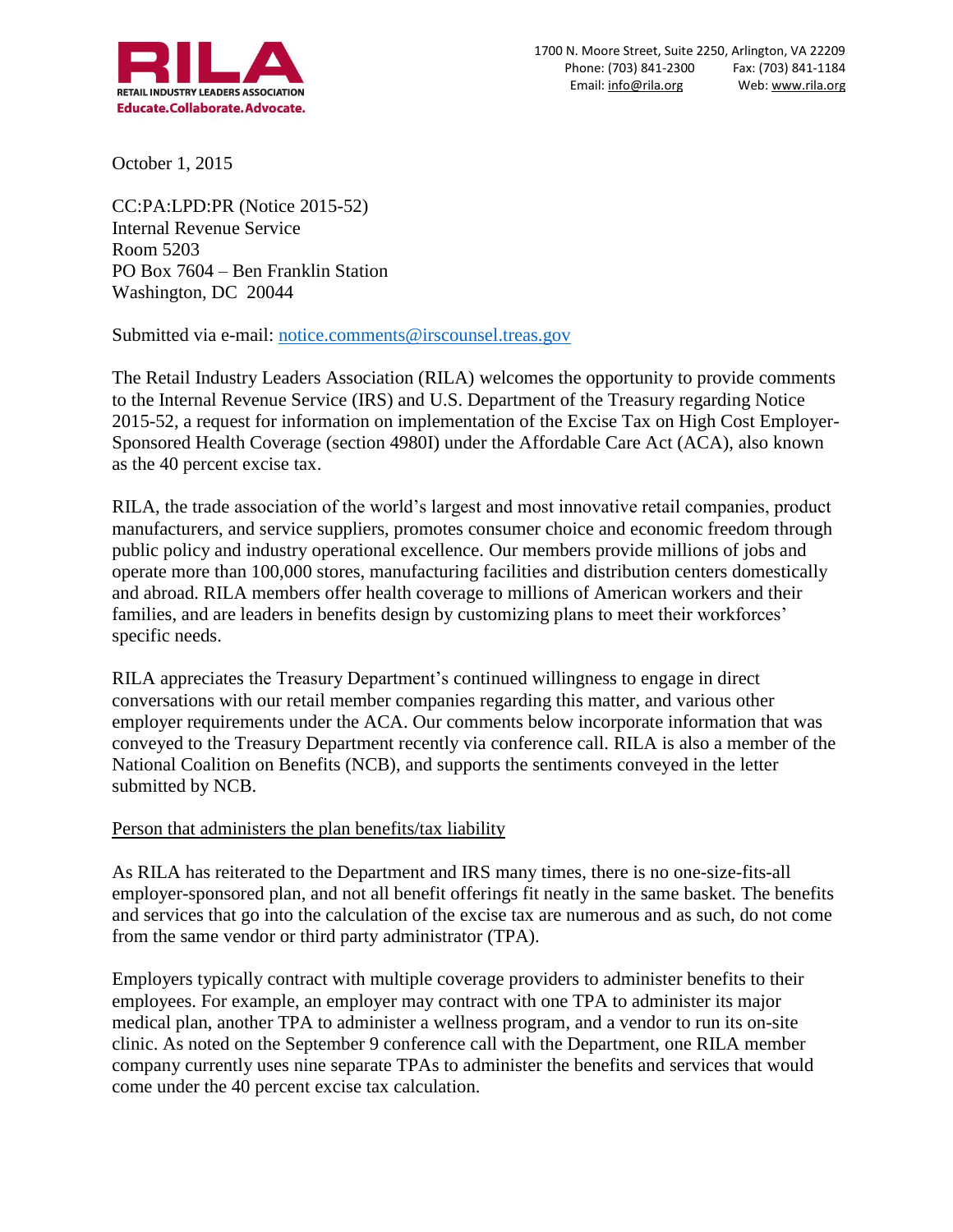**RILA**
RETAIL INDUSTRY LEADERS ASSOCIATION
Educate.Collaborate.Advocate.

1700 N. Moore Street, Suite 2250, Arlington, VA 22209
Phone: (703) 841-2300 Fax: (703) 841-1184
Email: info@rila.org Web: www.rila.org

October 1, 2015

CC:PA:LPD:PR (Notice 2015-52)
Internal Revenue Service
Room 5203
PO Box 7604 – Ben Franklin Station
Washington, DC 20044

Submitted via e-mail: notice.comments@irscounsel.treas.gov

The Retail Industry Leaders Association (RILA) welcomes the opportunity to provide comments to the Internal Revenue Service (IRS) and U.S. Department of the Treasury regarding Notice 2015-52, a request for information on implementation of the Excise Tax on High Cost Employer-Sponsored Health Coverage (section 4980I) under the Affordable Care Act (ACA), also known as the 40 percent excise tax.

RILA, the trade association of the world's largest and most innovative retail companies, product manufacturers, and service suppliers, promotes consumer choice and economic freedom through public policy and industry operational excellence. Our members provide millions of jobs and operate more than 100,000 stores, manufacturing facilities and distribution centers domestically and abroad. RILA members offer health coverage to millions of American workers and their families, and are leaders in benefits design by customizing plans to meet their workforces' specific needs.

RILA appreciates the Treasury Department's continued willingness to engage in direct conversations with our retail member companies regarding this matter, and various other employer requirements under the ACA. Our comments below incorporate information that was conveyed to the Treasury Department recently via conference call. RILA is also a member of the National Coalition on Benefits (NCB), and supports the sentiments conveyed in the letter submitted by NCB.

Person that administers the plan benefits/tax liability

As RILA has reiterated to the Department and IRS many times, there is no one-size-fits-all employer-sponsored plan, and not all benefit offerings fit neatly in the same basket. The benefits and services that go into the calculation of the excise tax are numerous and as such, do not come from the same vendor or third party administrator (TPA).

Employers typically contract with multiple coverage providers to administer benefits to their employees. For example, an employer may contract with one TPA to administer its major medical plan, another TPA to administer a wellness program, and a vendor to run its on-site clinic. As noted on the September 9 conference call with the Department, one RILA member company currently uses nine separate TPAs to administer the benefits and services that would come under the 40 percent excise tax calculation.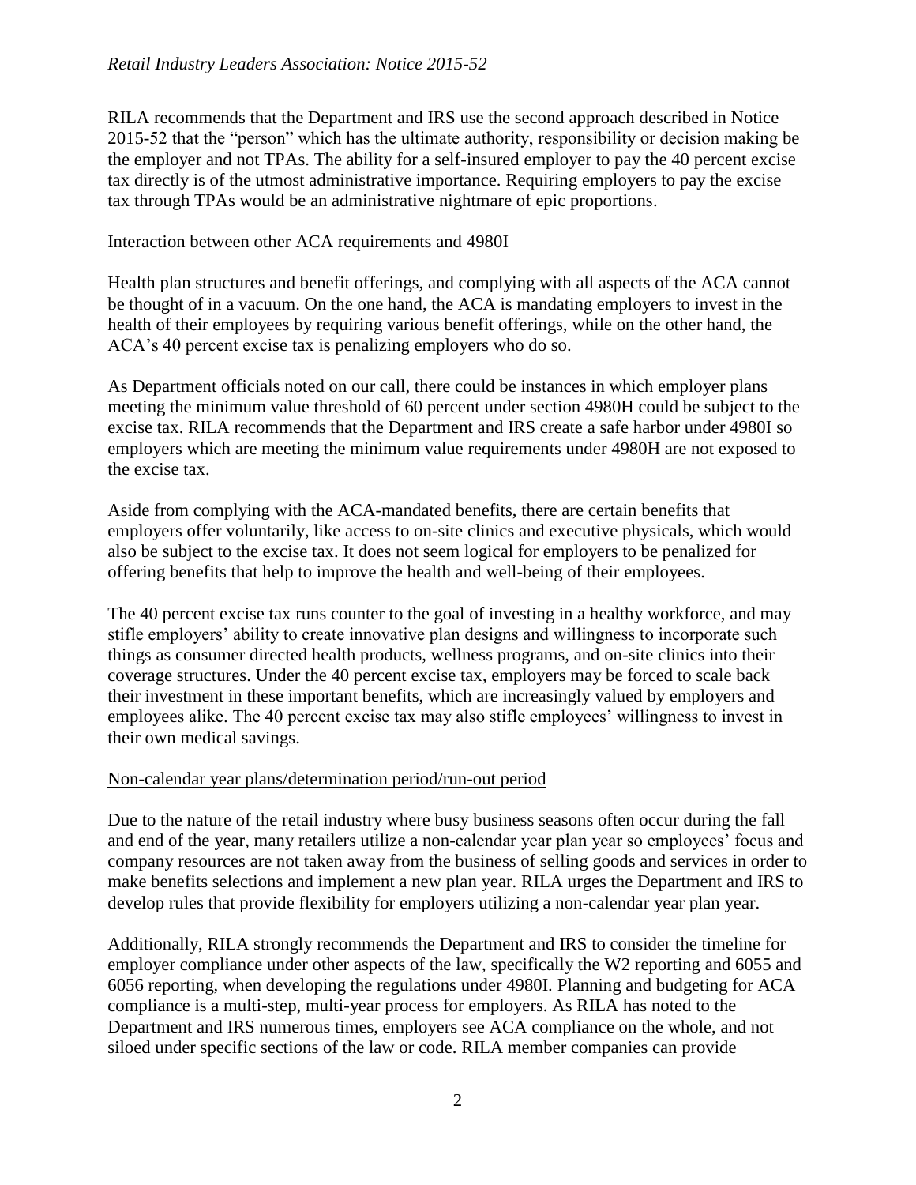RILA recommends that the Department and IRS use the second approach described in Notice 2015-52 that the "person" which has the ultimate authority, responsibility or decision making be the employer and not TPAs. The ability for a self-insured employer to pay the 40 percent excise tax directly is of the utmost administrative importance. Requiring employers to pay the excise tax through TPAs would be an administrative nightmare of epic proportions.

## Interaction between other ACA requirements and 4980I

Health plan structures and benefit offerings, and complying with all aspects of the ACA cannot be thought of in a vacuum. On the one hand, the ACA is mandating employers to invest in the health of their employees by requiring various benefit offerings, while on the other hand, the ACA's 40 percent excise tax is penalizing employers who do so.

As Department officials noted on our call, there could be instances in which employer plans meeting the minimum value threshold of 60 percent under section 4980H could be subject to the excise tax. RILA recommends that the Department and IRS create a safe harbor under 4980I so employers which are meeting the minimum value requirements under 4980H are not exposed to the excise tax.

Aside from complying with the ACA-mandated benefits, there are certain benefits that employers offer voluntarily, like access to on-site clinics and executive physicals, which would also be subject to the excise tax. It does not seem logical for employers to be penalized for offering benefits that help to improve the health and well-being of their employees.

The 40 percent excise tax runs counter to the goal of investing in a healthy workforce, and may stifle employers' ability to create innovative plan designs and willingness to incorporate such things as consumer directed health products, wellness programs, and on-site clinics into their coverage structures. Under the 40 percent excise tax, employers may be forced to scale back their investment in these important benefits, which are increasingly valued by employers and employees alike. The 40 percent excise tax may also stifle employees' willingness to invest in their own medical savings.

## Non-calendar year plans/determination period/run-out period

Due to the nature of the retail industry where busy business seasons often occur during the fall and end of the year, many retailers utilize a non-calendar year plan year so employees' focus and company resources are not taken away from the business of selling goods and services in order to make benefits selections and implement a new plan year. RILA urges the Department and IRS to develop rules that provide flexibility for employers utilizing a non-calendar year plan year.

Additionally, RILA strongly recommends the Department and IRS to consider the timeline for employer compliance under other aspects of the law, specifically the W2 reporting and 6055 and 6056 reporting, when developing the regulations under 4980I. Planning and budgeting for ACA compliance is a multi-step, multi-year process for employers. As RILA has noted to the Department and IRS numerous times, employers see ACA compliance on the whole, and not siloed under specific sections of the law or code. RILA member companies can provide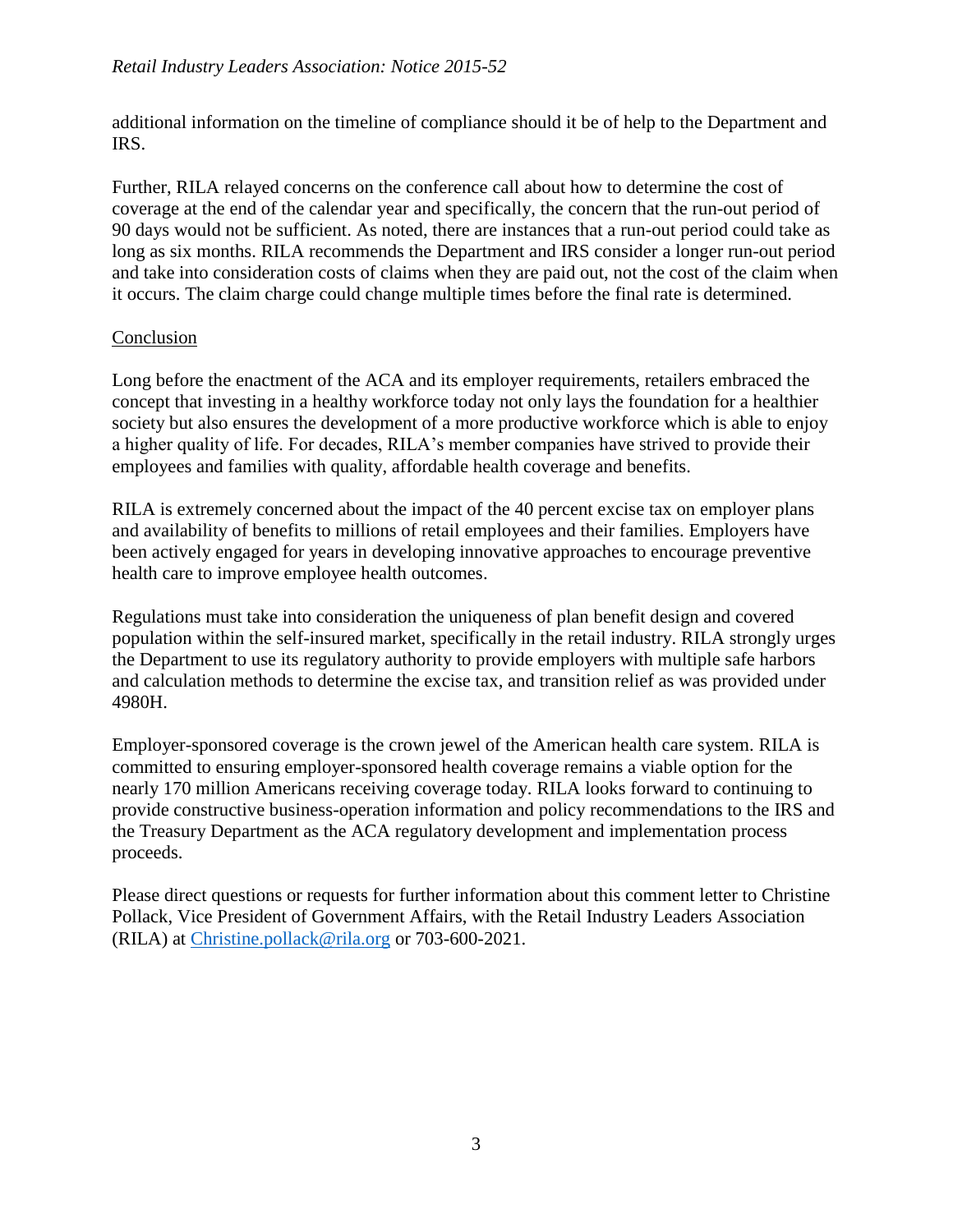additional information on the timeline of compliance should it be of help to the Department and IRS.

Further, RILA relayed concerns on the conference call about how to determine the cost of coverage at the end of the calendar year and specifically, the concern that the run-out period of 90 days would not be sufficient. As noted, there are instances that a run-out period could take as long as six months. RILA recommends the Department and IRS consider a longer run-out period and take into consideration costs of claims when they are paid out, not the cost of the claim when it occurs. The claim charge could change multiple times before the final rate is determined.

## Conclusion

Long before the enactment of the ACA and its employer requirements, retailers embraced the concept that investing in a healthy workforce today not only lays the foundation for a healthier society but also ensures the development of a more productive workforce which is able to enjoy a higher quality of life. For decades, RILA's member companies have strived to provide their employees and families with quality, affordable health coverage and benefits.

RILA is extremely concerned about the impact of the 40 percent excise tax on employer plans and availability of benefits to millions of retail employees and their families. Employers have been actively engaged for years in developing innovative approaches to encourage preventive health care to improve employee health outcomes.

Regulations must take into consideration the uniqueness of plan benefit design and covered population within the self-insured market, specifically in the retail industry. RILA strongly urges the Department to use its regulatory authority to provide employers with multiple safe harbors and calculation methods to determine the excise tax, and transition relief as was provided under 4980H.

Employer-sponsored coverage is the crown jewel of the American health care system. RILA is committed to ensuring employer-sponsored health coverage remains a viable option for the nearly 170 million Americans receiving coverage today. RILA looks forward to continuing to provide constructive business-operation information and policy recommendations to the IRS and the Treasury Department as the ACA regulatory development and implementation process proceeds.

Please direct questions or requests for further information about this comment letter to Christine Pollack, Vice President of Government Affairs, with the Retail Industry Leaders Association (RILA) at Christine.pollack@rila.org or 703-600-2021.